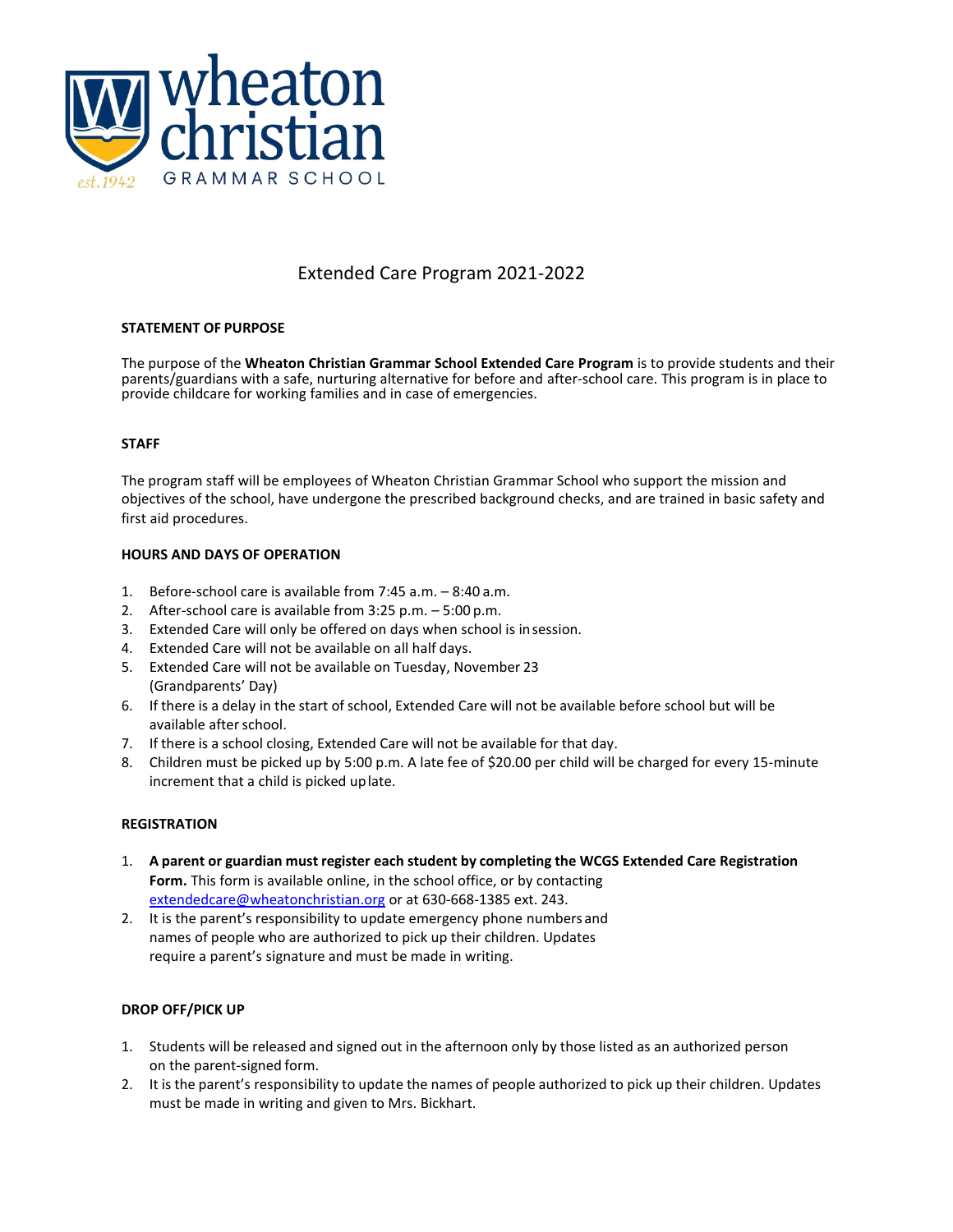wheaton christian GRAMMAR SCHOOL est. 1942

# Extended Care Program 2021-2022

## STATEMENT OF PURPOSE

The purpose of the **Wheaton Christian Grammar School Extended Care Program** is to provide students and their parents/guardians with a safe, nurturing alternative for before and after-school care. This program is in place to provide childcare for working families and in case of emergencies.

## STAFF

The program staff will be employees of Wheaton Christian Grammar School who support the mission and objectives of the school, have undergone the prescribed background checks, and are trained in basic safety and first aid procedures.

## HOURS AND DAYS OF OPERATION

1. Before-school care is available from 7:45 a.m. – 8:40 a.m.
2. After-school care is available from 3:25 p.m. – 5:00 p.m.
3. Extended Care will only be offered on days when school is in session.
4. Extended Care will not be available on all half days.
5. Extended Care will not be available on Tuesday, November 23 (Grandparents' Day)
6. If there is a delay in the start of school, Extended Care will not be available before school but will be available after school.
7. If there is a school closing, Extended Care will not be available for that day.
8. Children must be picked up by 5:00 p.m. A late fee of $20.00 per child will be charged for every 15-minute increment that a child is picked up late.

## REGISTRATION

1. **A parent or guardian must register each student by completing the WCGS Extended Care Registration Form.** This form is available online, in the school office, or by contacting extendedcare@wheatonchristian.org or at 630-668-1385 ext. 243.
2. It is the parent's responsibility to update emergency phone numbers and names of people who are authorized to pick up their children. Updates require a parent's signature and must be made in writing.

## DROP OFF/PICK UP

1. Students will be released and signed out in the afternoon only by those listed as an authorized person on the parent-signed form.
2. It is the parent's responsibility to update the names of people authorized to pick up their children. Updates must be made in writing and given to Mrs. Bickhart.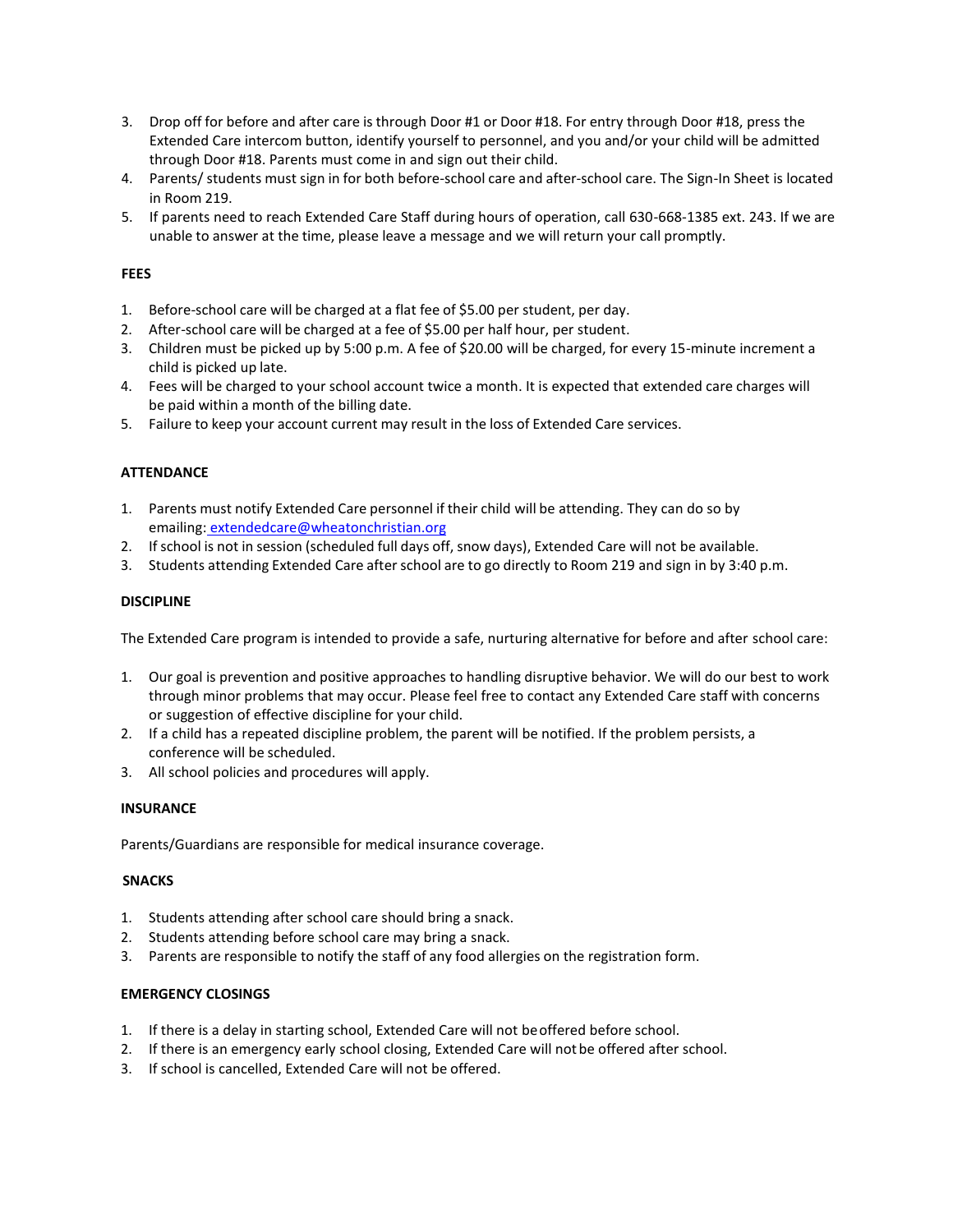3. Drop off for before and after care is through Door #1 or Door #18. For entry through Door #18, press the Extended Care intercom button, identify yourself to personnel, and you and/or your child will be admitted through Door #18. Parents must come in and sign out their child.
4. Parents/ students must sign in for both before-school care and after-school care. The Sign-In Sheet is located in Room 219.
5. If parents need to reach Extended Care Staff during hours of operation, call 630-668-1385 ext. 243. If we are unable to answer at the time, please leave a message and we will return your call promptly.

**FEES**

1. Before-school care will be charged at a flat fee of $5.00 per student, per day.
2. After-school care will be charged at a fee of $5.00 per half hour, per student.
3. Children must be picked up by 5:00 p.m. A fee of $20.00 will be charged, for every 15-minute increment a child is picked up late.
4. Fees will be charged to your school account twice a month. It is expected that extended care charges will be paid within a month of the billing date.
5. Failure to keep your account current may result in the loss of Extended Care services.

**ATTENDANCE**

1. Parents must notify Extended Care personnel if their child will be attending. They can do so by emailing: extendedcare@wheatonchristian.org
2. If school is not in session (scheduled full days off, snow days), Extended Care will not be available.
3. Students attending Extended Care after school are to go directly to Room 219 and sign in by 3:40 p.m.

**DISCIPLINE**

The Extended Care program is intended to provide a safe, nurturing alternative for before and after school care:

1. Our goal is prevention and positive approaches to handling disruptive behavior. We will do our best to work through minor problems that may occur. Please feel free to contact any Extended Care staff with concerns or suggestion of effective discipline for your child.
2. If a child has a repeated discipline problem, the parent will be notified. If the problem persists, a conference will be scheduled.
3. All school policies and procedures will apply.

**INSURANCE**

Parents/Guardians are responsible for medical insurance coverage.

**SNACKS**

1. Students attending after school care should bring a snack.
2. Students attending before school care may bring a snack.
3. Parents are responsible to notify the staff of any food allergies on the registration form.

**EMERGENCY CLOSINGS**

1. If there is a delay in starting school, Extended Care will not be offered before school.
2. If there is an emergency early school closing, Extended Care will not be offered after school.
3. If school is cancelled, Extended Care will not be offered.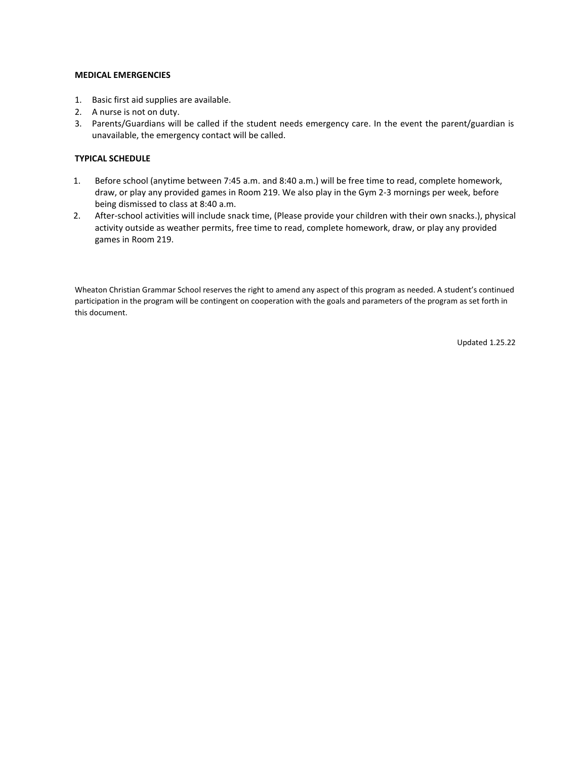**MEDICAL EMERGENCIES**

1. Basic first aid supplies are available.
2. A nurse is not on duty.
3. Parents/Guardians will be called if the student needs emergency care. In the event the parent/guardian is unavailable, the emergency contact will be called.

**TYPICAL SCHEDULE**

1. Before school (anytime between 7:45 a.m. and 8:40 a.m.) will be free time to read, complete homework, draw, or play any provided games in Room 219. We also play in the Gym 2-3 mornings per week, before being dismissed to class at 8:40 a.m.
2. After-school activities will include snack time, (Please provide your children with their own snacks.), physical activity outside as weather permits, free time to read, complete homework, draw, or play any provided games in Room 219.

Wheaton Christian Grammar School reserves the right to amend any aspect of this program as needed. A student's continued participation in the program will be contingent on cooperation with the goals and parameters of the program as set forth in this document.

Updated 1.25.22